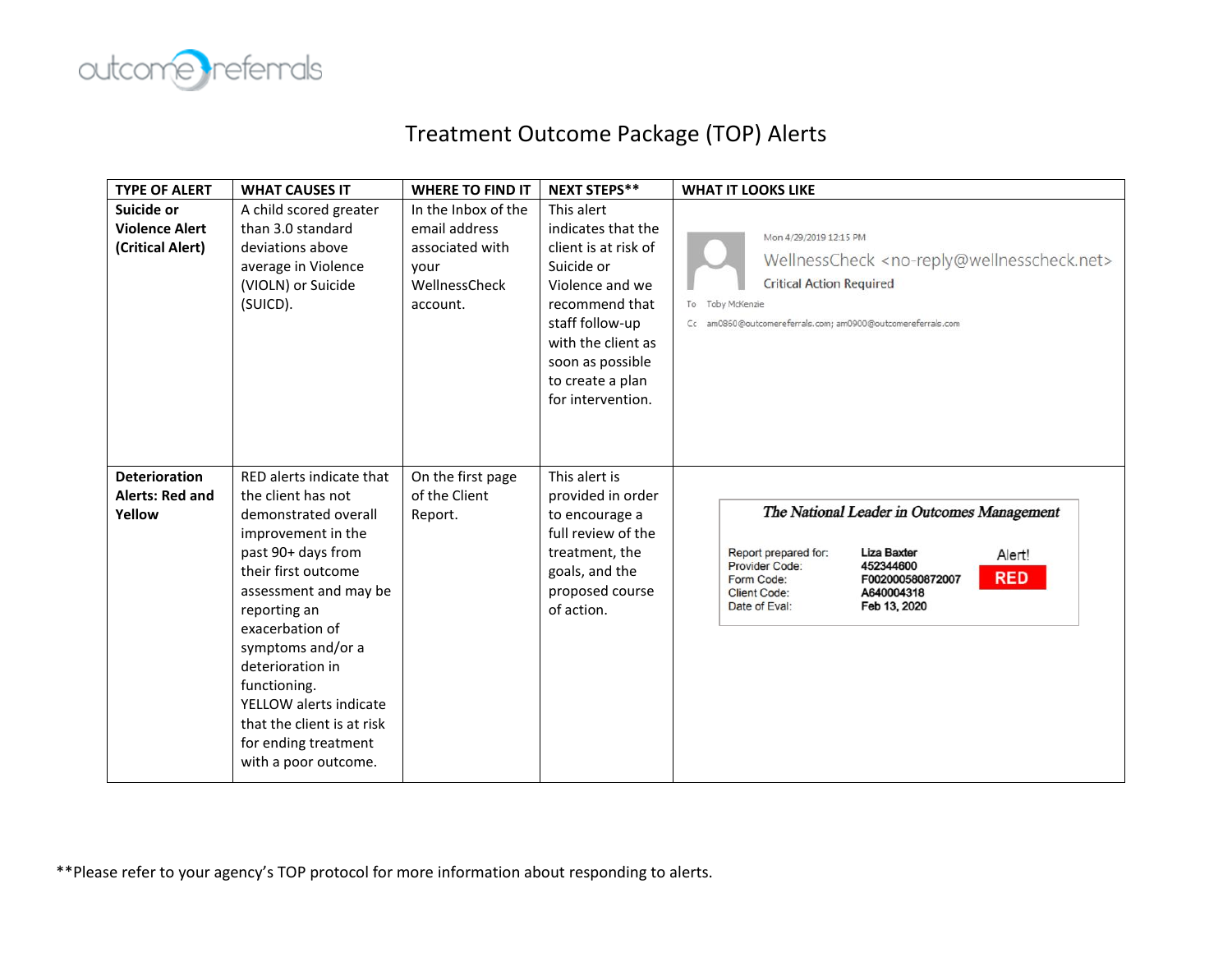# Treatment Outcome Package (TOP) Alerts

| TYPE OF ALERT | WHAT CAUSES IT | WHERE TO FIND IT | NEXT STEPS** | WHAT IT LOOKS LIKE |
|---|---|---|---|---|
| **Suicide or Violence Alert (Critical Alert)** | A child scored greater than 3.0 standard deviations above average in Violence (VIOLN) or Suicide (SUICD). | In the Inbox of the email address associated with your WellnessCheck account. | This alert indicates that the client is at risk of Suicide or Violence and we recommend that staff follow-up with the client as soon as possible to create a plan for intervention. | Mon 4/29/2019 12:15 PM<br>WellnessCheck <no-reply@wellnesscheck.net><br>Critical Action Required<br>To Toby McKenzie<br>Cc am0860@outcomereferrals.com; am0900@outcomereferrals.com |
| **Deterioration Alerts: Red and Yellow** | RED alerts indicate that the client has not demonstrated overall improvement in the past 90+ days from their first outcome assessment and may be reporting an exacerbation of symptoms and/or a deterioration in functioning.<br>YELLOW alerts indicate that the client is at risk for ending treatment with a poor outcome. | On the first page of the Client Report. | This alert is provided in order to encourage a full review of the treatment, the goals, and the proposed course of action. | *The National Leader in Outcomes Management*<br>Report prepared for: Liza Baxter<br>Provider Code: 452344600<br>Form Code: F002000580872007<br>Client Code: A640004318<br>Date of Eval: Feb 13, 2020<br>Alert! RED |

**Please refer to your agency's TOP protocol for more information about responding to alerts.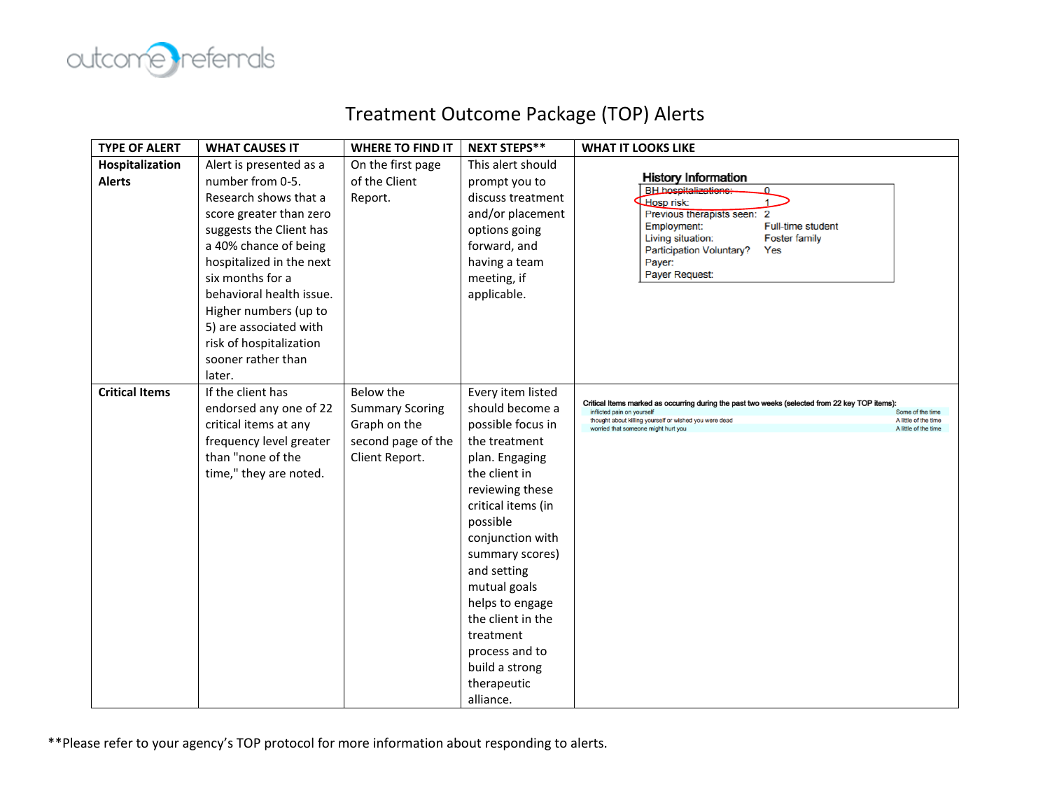# Treatment Outcome Package (TOP) Alerts

| TYPE OF ALERT | WHAT CAUSES IT | WHERE TO FIND IT | NEXT STEPS** | WHAT IT LOOKS LIKE |
|---|---|---|---|---|
| **Hospitalization Alerts** | Alert is presented as a number from 0-5. Research shows that a score greater than zero suggests the Client has a 40% chance of being hospitalized in the next six months for a behavioral health issue. Higher numbers (up to 5) are associated with risk of hospitalization sooner rather than later. | On the first page of the Client Report. | This alert should prompt you to discuss treatment and/or placement options going forward, and having a team meeting, if applicable. | **History Information**<br>BH hospitalizations: 0<br>Hosp risk: 1<br>Previous therapists seen: 2<br>Employment: Full-time student<br>Living situation: Foster family<br>Participation Voluntary? Yes<br>Payer:<br>Payer Request: |
| **Critical Items** | If the client has endorsed any one of 22 critical items at any frequency level greater than "none of the time," they are noted. | Below the Summary Scoring Graph on the second page of the Client Report. | Every item listed should become a possible focus in the treatment plan. Engaging the client in reviewing these critical items (in possible conjunction with summary scores) and setting mutual goals helps to engage the client in the treatment process and to build a strong therapeutic alliance. | **Critical Items marked as occurring during the past two weeks (selected from 22 key TOP items):**<br>inflicted pain on yourself — Some of the time<br>thought about killing yourself or wished you were dead — A little of the time<br>worried that someone might hurt you — A little of the time |

**Please refer to your agency's TOP protocol for more information about responding to alerts.